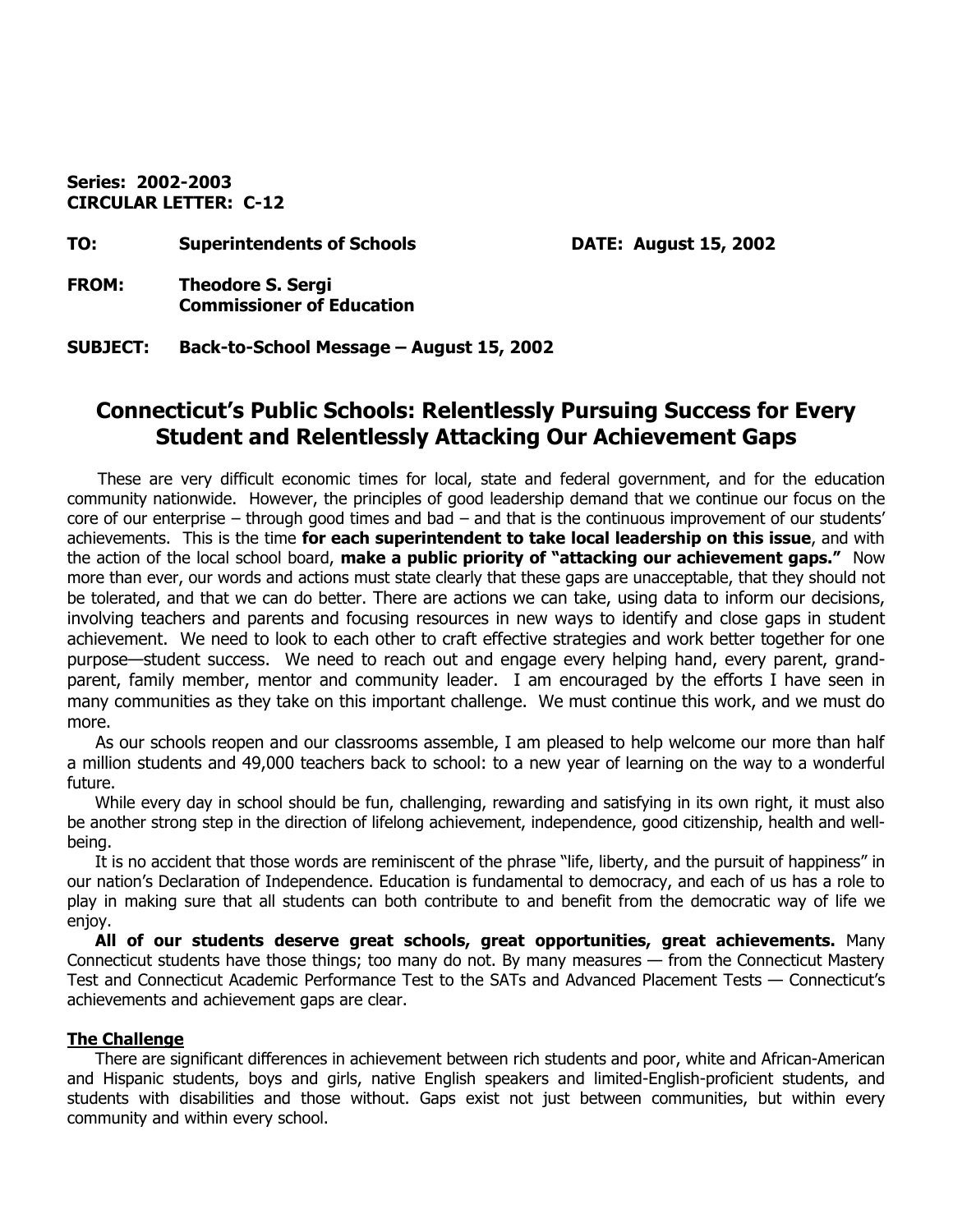**Series: 2002-2003**
**CIRCULAR LETTER: C-12**

**TO:** **Superintendents of Schools** **DATE: August 15, 2002**

**FROM:** **Theodore S. Sergi**
**Commissioner of Education**

**SUBJECT:** **Back-to-School Message – August 15, 2002**

# Connecticut's Public Schools: Relentlessly Pursuing Success for Every Student and Relentlessly Attacking Our Achievement Gaps

These are very difficult economic times for local, state and federal government, and for the education community nationwide. However, the principles of good leadership demand that we continue our focus on the core of our enterprise – through good times and bad – and that is the continuous improvement of our students' achievements. This is the time **for each superintendent to take local leadership on this issue**, and with the action of the local school board, **make a public priority of "attacking our achievement gaps."** Now more than ever, our words and actions must state clearly that these gaps are unacceptable, that they should not be tolerated, and that we can do better. There are actions we can take, using data to inform our decisions, involving teachers and parents and focusing resources in new ways to identify and close gaps in student achievement. We need to look to each other to craft effective strategies and work better together for one purpose—student success. We need to reach out and engage every helping hand, every parent, grand-parent, family member, mentor and community leader. I am encouraged by the efforts I have seen in many communities as they take on this important challenge. We must continue this work, and we must do more.

As our schools reopen and our classrooms assemble, I am pleased to help welcome our more than half a million students and 49,000 teachers back to school: to a new year of learning on the way to a wonderful future.

While every day in school should be fun, challenging, rewarding and satisfying in its own right, it must also be another strong step in the direction of lifelong achievement, independence, good citizenship, health and well-being.

It is no accident that those words are reminiscent of the phrase "life, liberty, and the pursuit of happiness" in our nation's Declaration of Independence. Education is fundamental to democracy, and each of us has a role to play in making sure that all students can both contribute to and benefit from the democratic way of life we enjoy.

**All of our students deserve great schools, great opportunities, great achievements.** Many Connecticut students have those things; too many do not. By many measures — from the Connecticut Mastery Test and Connecticut Academic Performance Test to the SATs and Advanced Placement Tests — Connecticut's achievements and achievement gaps are clear.

## The Challenge

There are significant differences in achievement between rich students and poor, white and African-American and Hispanic students, boys and girls, native English speakers and limited-English-proficient students, and students with disabilities and those without. Gaps exist not just between communities, but within every community and within every school.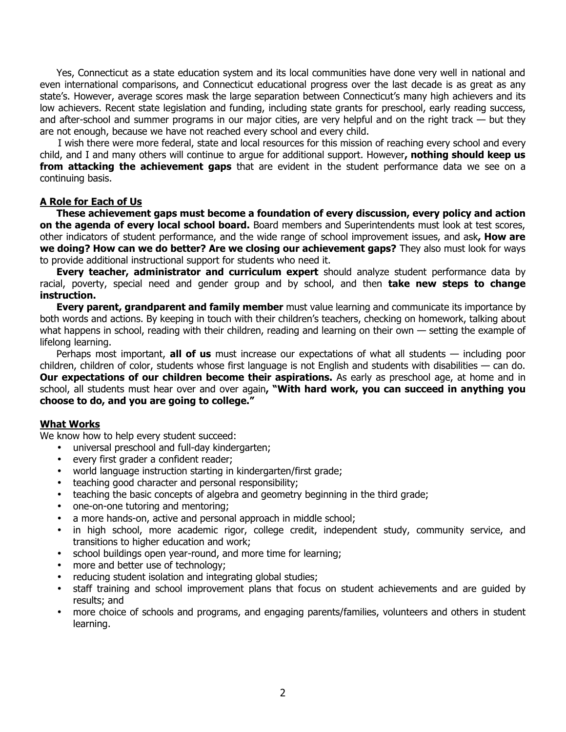Yes, Connecticut as a state education system and its local communities have done very well in national and even international comparisons, and Connecticut educational progress over the last decade is as great as any state's. However, average scores mask the large separation between Connecticut's many high achievers and its low achievers. Recent state legislation and funding, including state grants for preschool, early reading success, and after-school and summer programs in our major cities, are very helpful and on the right track — but they are not enough, because we have not reached every school and every child.

I wish there were more federal, state and local resources for this mission of reaching every school and every child, and I and many others will continue to argue for additional support. However**, nothing should keep us from attacking the achievement gaps** that are evident in the student performance data we see on a continuing basis.

## A Role for Each of Us

**These achievement gaps must become a foundation of every discussion, every policy and action on the agenda of every local school board.** Board members and Superintendents must look at test scores, other indicators of student performance, and the wide range of school improvement issues, and ask**, How are we doing? How can we do better? Are we closing our achievement gaps?** They also must look for ways to provide additional instructional support for students who need it.

**Every teacher, administrator and curriculum expert** should analyze student performance data by racial, poverty, special need and gender group and by school, and then **take new steps to change instruction.**

**Every parent, grandparent and family member** must value learning and communicate its importance by both words and actions. By keeping in touch with their children's teachers, checking on homework, talking about what happens in school, reading with their children, reading and learning on their own — setting the example of lifelong learning.

Perhaps most important, **all of us** must increase our expectations of what all students — including poor children, children of color, students whose first language is not English and students with disabilities — can do. **Our expectations of our children become their aspirations.** As early as preschool age, at home and in school, all students must hear over and over again**, "With hard work, you can succeed in anything you choose to do, and you are going to college."**

## What Works

We know how to help every student succeed:

- universal preschool and full-day kindergarten;
- every first grader a confident reader;
- world language instruction starting in kindergarten/first grade;
- teaching good character and personal responsibility;
- teaching the basic concepts of algebra and geometry beginning in the third grade;
- one-on-one tutoring and mentoring;
- a more hands-on, active and personal approach in middle school;
- in high school, more academic rigor, college credit, independent study, community service, and transitions to higher education and work;
- school buildings open year-round, and more time for learning;
- more and better use of technology;
- reducing student isolation and integrating global studies;
- staff training and school improvement plans that focus on student achievements and are guided by results; and
- more choice of schools and programs, and engaging parents/families, volunteers and others in student learning.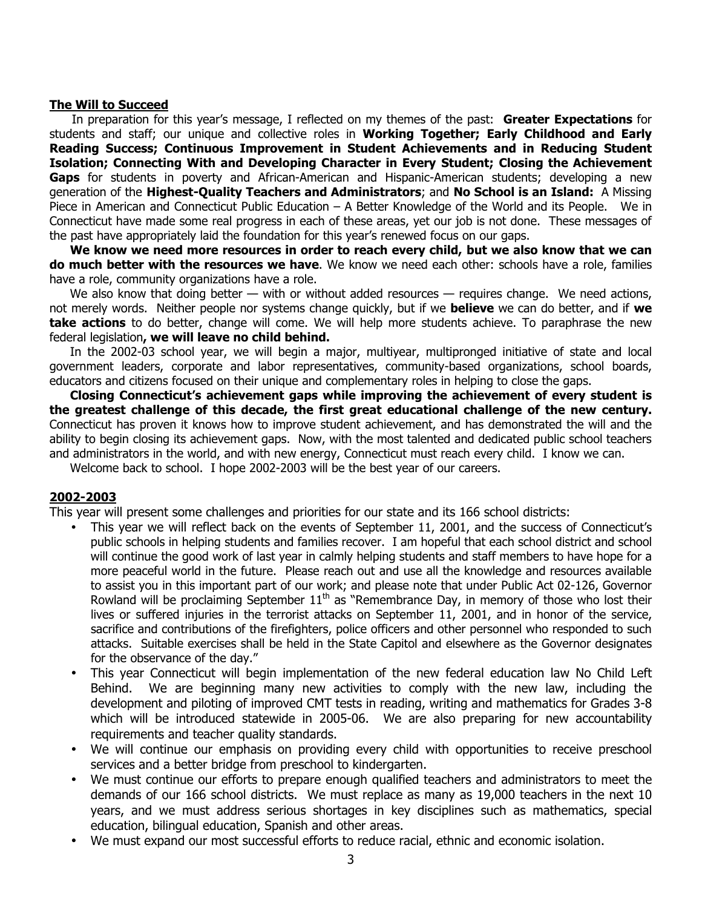## The Will to Succeed

In preparation for this year's message, I reflected on my themes of the past: **Greater Expectations** for students and staff; our unique and collective roles in **Working Together; Early Childhood and Early Reading Success; Continuous Improvement in Student Achievements and in Reducing Student Isolation; Connecting With and Developing Character in Every Student; Closing the Achievement Gaps** for students in poverty and African-American and Hispanic-American students; developing a new generation of the **Highest-Quality Teachers and Administrators**; and **No School is an Island:** A Missing Piece in American and Connecticut Public Education – A Better Knowledge of the World and its People. We in Connecticut have made some real progress in each of these areas, yet our job is not done. These messages of the past have appropriately laid the foundation for this year's renewed focus on our gaps.

**We know we need more resources in order to reach every child, but we also know that we can do much better with the resources we have**. We know we need each other: schools have a role, families have a role, community organizations have a role.

We also know that doing better — with or without added resources — requires change. We need actions, not merely words. Neither people nor systems change quickly, but if we **believe** we can do better, and if **we take actions** to do better, change will come. We will help more students achieve. To paraphrase the new federal legislation**, we will leave no child behind.**

In the 2002-03 school year, we will begin a major, multiyear, multipronged initiative of state and local government leaders, corporate and labor representatives, community-based organizations, school boards, educators and citizens focused on their unique and complementary roles in helping to close the gaps.

**Closing Connecticut's achievement gaps while improving the achievement of every student is the greatest challenge of this decade, the first great educational challenge of the new century.** Connecticut has proven it knows how to improve student achievement, and has demonstrated the will and the ability to begin closing its achievement gaps. Now, with the most talented and dedicated public school teachers and administrators in the world, and with new energy, Connecticut must reach every child. I know we can.

Welcome back to school. I hope 2002-2003 will be the best year of our careers.

## 2002-2003

This year will present some challenges and priorities for our state and its 166 school districts:

- This year we will reflect back on the events of September 11, 2001, and the success of Connecticut's public schools in helping students and families recover. I am hopeful that each school district and school will continue the good work of last year in calmly helping students and staff members to have hope for a more peaceful world in the future. Please reach out and use all the knowledge and resources available to assist you in this important part of our work; and please note that under Public Act 02-126, Governor Rowland will be proclaiming September 11th as "Remembrance Day, in memory of those who lost their lives or suffered injuries in the terrorist attacks on September 11, 2001, and in honor of the service, sacrifice and contributions of the firefighters, police officers and other personnel who responded to such attacks. Suitable exercises shall be held in the State Capitol and elsewhere as the Governor designates for the observance of the day."
- This year Connecticut will begin implementation of the new federal education law No Child Left Behind. We are beginning many new activities to comply with the new law, including the development and piloting of improved CMT tests in reading, writing and mathematics for Grades 3-8 which will be introduced statewide in 2005-06. We are also preparing for new accountability requirements and teacher quality standards.
- We will continue our emphasis on providing every child with opportunities to receive preschool services and a better bridge from preschool to kindergarten.
- We must continue our efforts to prepare enough qualified teachers and administrators to meet the demands of our 166 school districts. We must replace as many as 19,000 teachers in the next 10 years, and we must address serious shortages in key disciplines such as mathematics, special education, bilingual education, Spanish and other areas.
- We must expand our most successful efforts to reduce racial, ethnic and economic isolation.